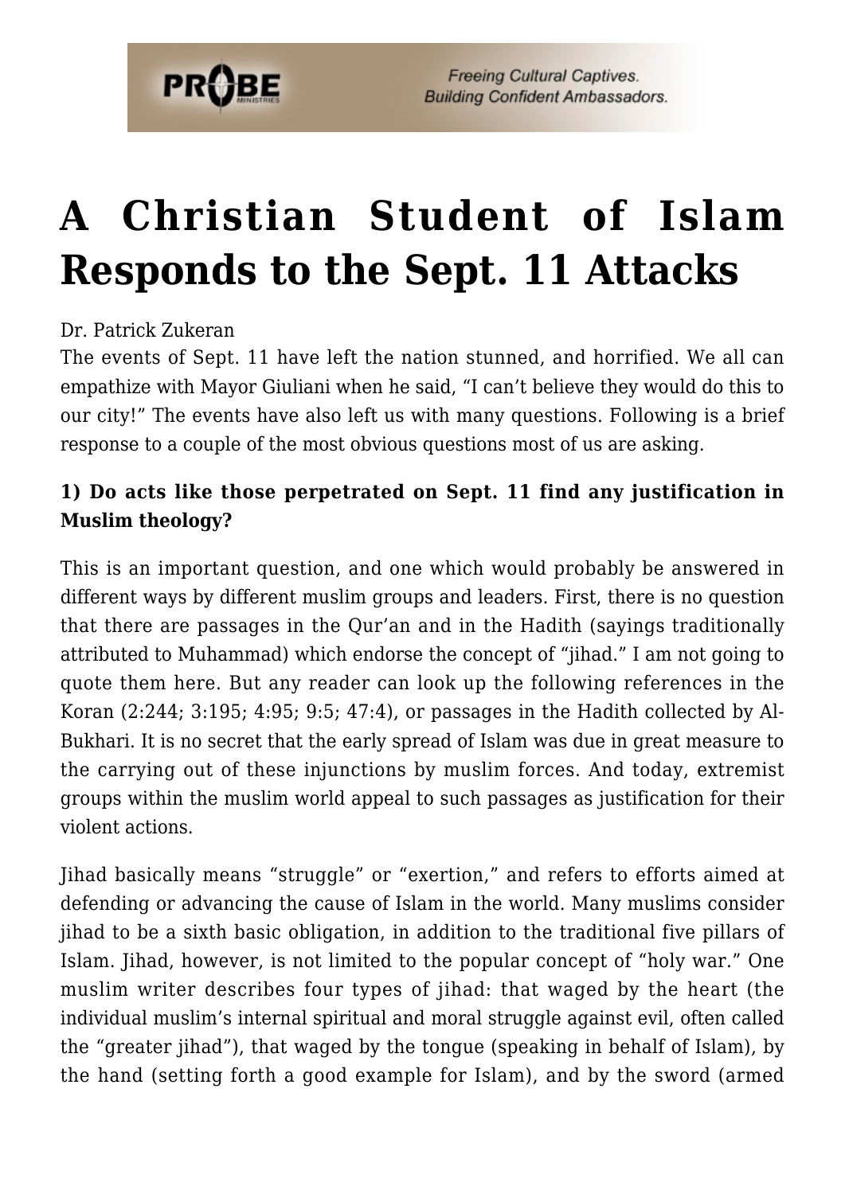# A Christian Student of Islam Responds to the Sept. 11 Attacks

Dr. Patrick Zukeran

The events of Sept. 11 have left the nation stunned, and horrified. We all can empathize with Mayor Giuliani when he said, "I can't believe they would do this to our city!" The events have also left us with many questions. Following is a brief response to a couple of the most obvious questions most of us are asking.

**1) Do acts like those perpetrated on Sept. 11 find any justification in Muslim theology?**

This is an important question, and one which would probably be answered in different ways by different muslim groups and leaders. First, there is no question that there are passages in the Qur'an and in the Hadith (sayings traditionally attributed to Muhammad) which endorse the concept of "jihad." I am not going to quote them here. But any reader can look up the following references in the Koran (2:244; 3:195; 4:95; 9:5; 47:4), or passages in the Hadith collected by Al-Bukhari. It is no secret that the early spread of Islam was due in great measure to the carrying out of these injunctions by muslim forces. And today, extremist groups within the muslim world appeal to such passages as justification for their violent actions.

Jihad basically means "struggle" or "exertion," and refers to efforts aimed at defending or advancing the cause of Islam in the world. Many muslims consider jihad to be a sixth basic obligation, in addition to the traditional five pillars of Islam. Jihad, however, is not limited to the popular concept of "holy war." One muslim writer describes four types of jihad: that waged by the heart (the individual muslim's internal spiritual and moral struggle against evil, often called the "greater jihad"), that waged by the tongue (speaking in behalf of Islam), by the hand (setting forth a good example for Islam), and by the sword (armed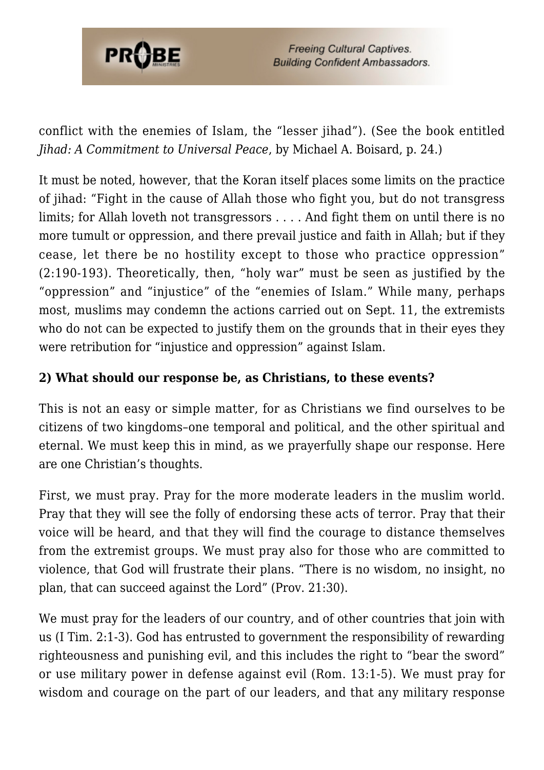conflict with the enemies of Islam, the "lesser jihad"). (See the book entitled *Jihad: A Commitment to Universal Peace*, by Michael A. Boisard, p. 24.)

It must be noted, however, that the Koran itself places some limits on the practice of jihad: "Fight in the cause of Allah those who fight you, but do not transgress limits; for Allah loveth not transgressors . . . . And fight them on until there is no more tumult or oppression, and there prevail justice and faith in Allah; but if they cease, let there be no hostility except to those who practice oppression" (2:190-193). Theoretically, then, "holy war" must be seen as justified by the "oppression" and "injustice" of the "enemies of Islam." While many, perhaps most, muslims may condemn the actions carried out on Sept. 11, the extremists who do not can be expected to justify them on the grounds that in their eyes they were retribution for "injustice and oppression" against Islam.

**2) What should our response be, as Christians, to these events?**

This is not an easy or simple matter, for as Christians we find ourselves to be citizens of two kingdoms–one temporal and political, and the other spiritual and eternal. We must keep this in mind, as we prayerfully shape our response. Here are one Christian's thoughts.

First, we must pray. Pray for the more moderate leaders in the muslim world. Pray that they will see the folly of endorsing these acts of terror. Pray that their voice will be heard, and that they will find the courage to distance themselves from the extremist groups. We must pray also for those who are committed to violence, that God will frustrate their plans. "There is no wisdom, no insight, no plan, that can succeed against the Lord" (Prov. 21:30).

We must pray for the leaders of our country, and of other countries that join with us (I Tim. 2:1-3). God has entrusted to government the responsibility of rewarding righteousness and punishing evil, and this includes the right to "bear the sword" or use military power in defense against evil (Rom. 13:1-5). We must pray for wisdom and courage on the part of our leaders, and that any military response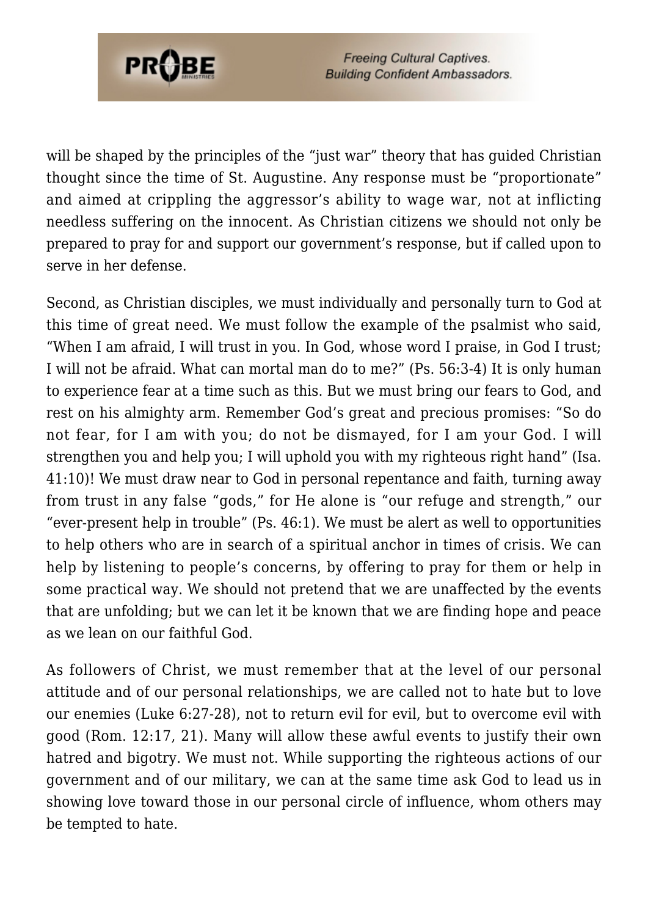will be shaped by the principles of the "just war" theory that has guided Christian thought since the time of St. Augustine. Any response must be "proportionate" and aimed at crippling the aggressor's ability to wage war, not at inflicting needless suffering on the innocent. As Christian citizens we should not only be prepared to pray for and support our government's response, but if called upon to serve in her defense.

Second, as Christian disciples, we must individually and personally turn to God at this time of great need. We must follow the example of the psalmist who said, "When I am afraid, I will trust in you. In God, whose word I praise, in God I trust; I will not be afraid. What can mortal man do to me?" (Ps. 56:3-4) It is only human to experience fear at a time such as this. But we must bring our fears to God, and rest on his almighty arm. Remember God's great and precious promises: "So do not fear, for I am with you; do not be dismayed, for I am your God. I will strengthen you and help you; I will uphold you with my righteous right hand" (Isa. 41:10)! We must draw near to God in personal repentance and faith, turning away from trust in any false "gods," for He alone is "our refuge and strength," our "ever-present help in trouble" (Ps. 46:1). We must be alert as well to opportunities to help others who are in search of a spiritual anchor in times of crisis. We can help by listening to people's concerns, by offering to pray for them or help in some practical way. We should not pretend that we are unaffected by the events that are unfolding; but we can let it be known that we are finding hope and peace as we lean on our faithful God.

As followers of Christ, we must remember that at the level of our personal attitude and of our personal relationships, we are called not to hate but to love our enemies (Luke 6:27-28), not to return evil for evil, but to overcome evil with good (Rom. 12:17, 21). Many will allow these awful events to justify their own hatred and bigotry. We must not. While supporting the righteous actions of our government and of our military, we can at the same time ask God to lead us in showing love toward those in our personal circle of influence, whom others may be tempted to hate.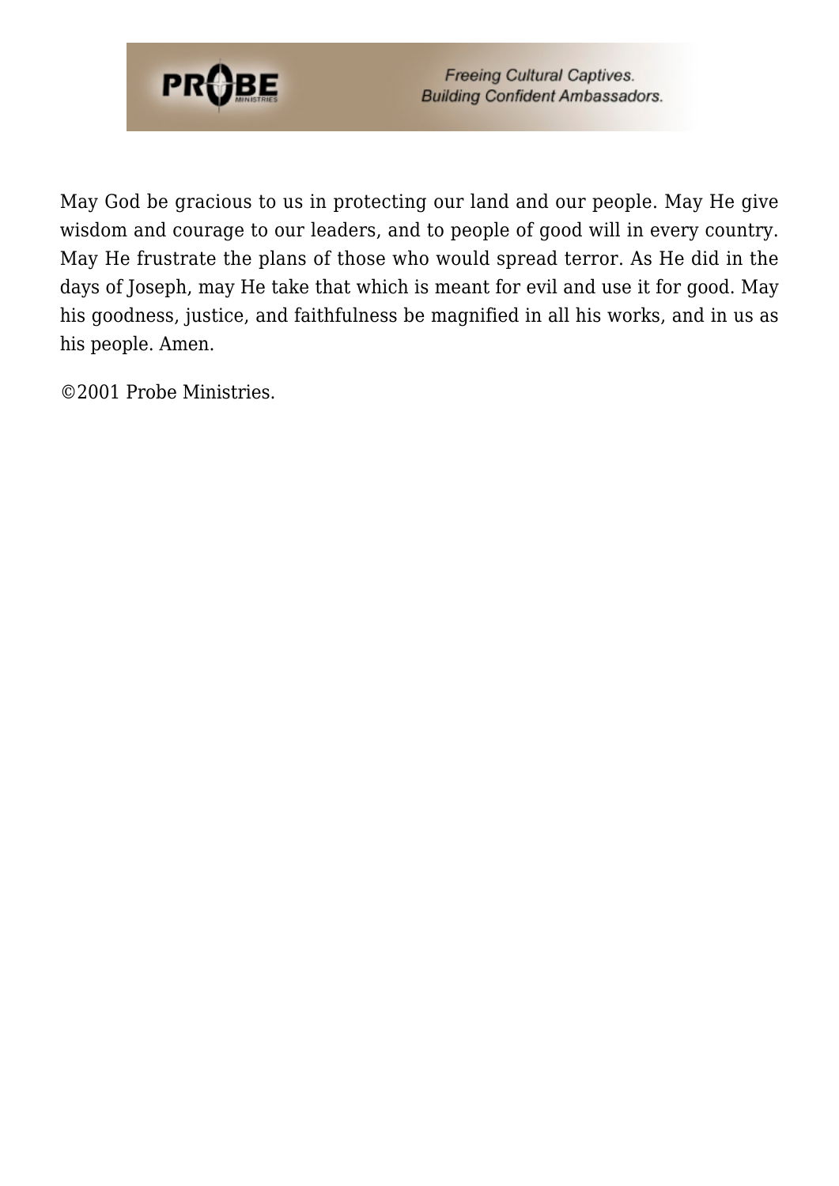May God be gracious to us in protecting our land and our people. May He give wisdom and courage to our leaders, and to people of good will in every country. May He frustrate the plans of those who would spread terror. As He did in the days of Joseph, may He take that which is meant for evil and use it for good. May his goodness, justice, and faithfulness be magnified in all his works, and in us as his people. Amen.

©2001 Probe Ministries.